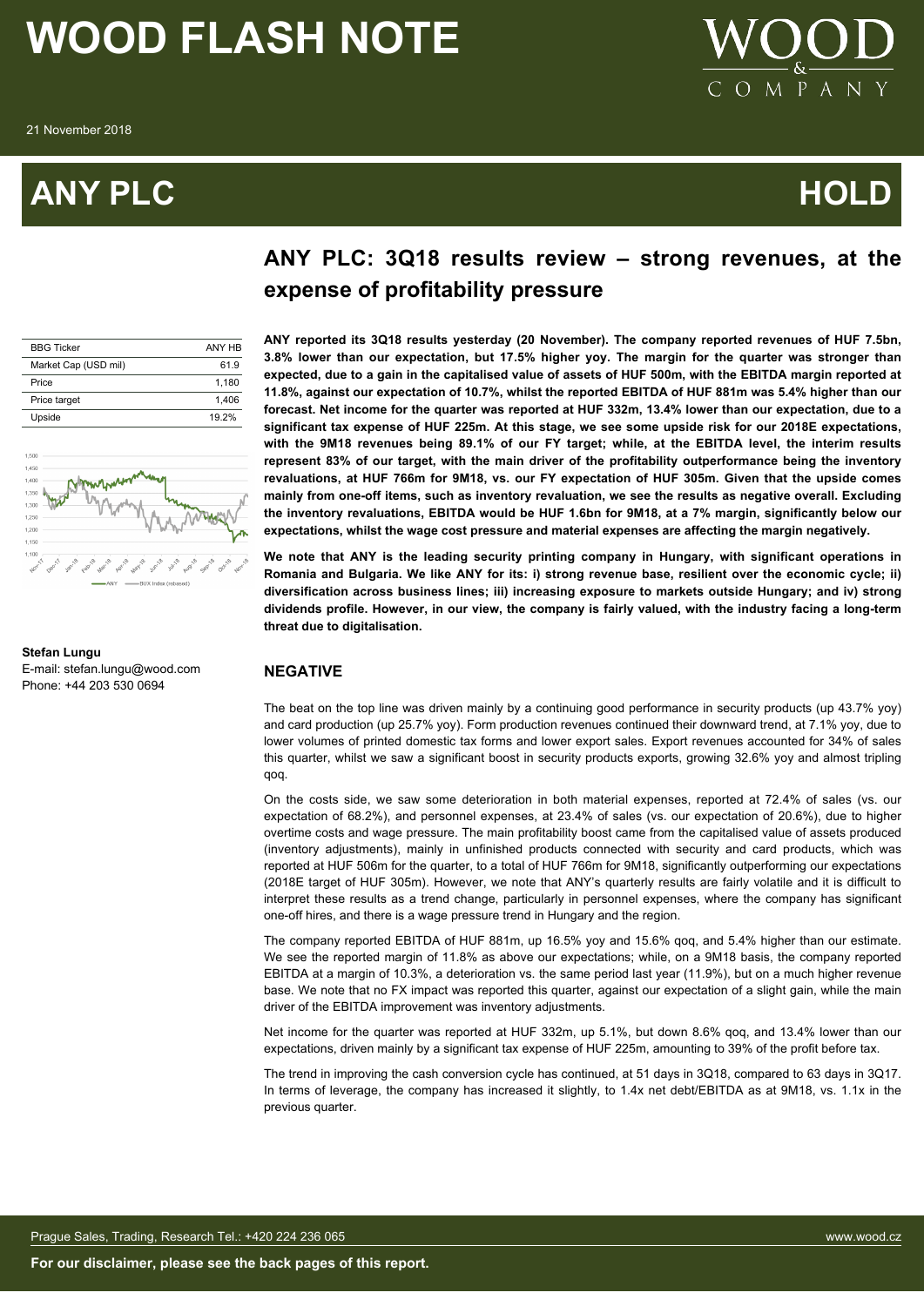# WOOD FLASH NOTE

21 November 2018

# ANY PLC — HOLD

## ANY PLC: 3Q18 results review – strong revenues, at the expense of profitability pressure

| BBG Ticker | ANY HB |
|---|---|
| Market Cap (USD mil) | 61.9 |
| Price | 1,180 |
| Price target | 1,406 |
| Upside | 19.2% |

**Stefan Lungu**
E-mail: stefan.lungu@wood.com
Phone: +44 203 530 0694

**ANY reported its 3Q18 results yesterday (20 November). The company reported revenues of HUF 7.5bn, 3.8% lower than our expectation, but 17.5% higher yoy. The margin for the quarter was stronger than expected, due to a gain in the capitalised value of assets of HUF 500m, with the EBITDA margin reported at 11.8%, against our expectation of 10.7%, whilst the reported EBITDA of HUF 881m was 5.4% higher than our forecast. Net income for the quarter was reported at HUF 332m, 13.4% lower than our expectation, due to a significant tax expense of HUF 225m. At this stage, we see some upside risk for our 2018E expectations, with the 9M18 revenues being 89.1% of our FY target; while, at the EBITDA level, the interim results represent 83% of our target, with the main driver of the profitability outperformance being the inventory revaluations, at HUF 766m for 9M18, vs. our FY expectation of HUF 305m. Given that the upside comes mainly from one-off items, such as inventory revaluation, we see the results as negative overall. Excluding the inventory revaluations, EBITDA would be HUF 1.6bn for 9M18, at a 7% margin, significantly below our expectations, whilst the wage cost pressure and material expenses are affecting the margin negatively.**

**We note that ANY is the leading security printing company in Hungary, with significant operations in Romania and Bulgaria. We like ANY for its: i) strong revenue base, resilient over the economic cycle; ii) diversification across business lines; iii) increasing exposure to markets outside Hungary; and iv) strong dividends profile. However, in our view, the company is fairly valued, with the industry facing a long-term threat due to digitalisation.**

### NEGATIVE

The beat on the top line was driven mainly by a continuing good performance in security products (up 43.7% yoy) and card production (up 25.7% yoy). Form production revenues continued their downward trend, at 7.1% yoy, due to lower volumes of printed domestic tax forms and lower export sales. Export revenues accounted for 34% of sales this quarter, whilst we saw a significant boost in security products exports, growing 32.6% yoy and almost tripling qoq.

On the costs side, we saw some deterioration in both material expenses, reported at 72.4% of sales (vs. our expectation of 68.2%), and personnel expenses, at 23.4% of sales (vs. our expectation of 20.6%), due to higher overtime costs and wage pressure. The main profitability boost came from the capitalised value of assets produced (inventory adjustments), mainly in unfinished products connected with security and card products, which was reported at HUF 506m for the quarter, to a total of HUF 766m for 9M18, significantly outperforming our expectations (2018E target of HUF 305m). However, we note that ANY's quarterly results are fairly volatile and it is difficult to interpret these results as a trend change, particularly in personnel expenses, where the company has significant one-off hires, and there is a wage pressure trend in Hungary and the region.

The company reported EBITDA of HUF 881m, up 16.5% yoy and 15.6% qoq, and 5.4% higher than our estimate. We see the reported margin of 11.8% as above our expectations; while, on a 9M18 basis, the company reported EBITDA at a margin of 10.3%, a deterioration vs. the same period last year (11.9%), but on a much higher revenue base. We note that no FX impact was reported this quarter, against our expectation of a slight gain, while the main driver of the EBITDA improvement was inventory adjustments.

Net income for the quarter was reported at HUF 332m, up 5.1%, but down 8.6% qoq, and 13.4% lower than our expectations, driven mainly by a significant tax expense of HUF 225m, amounting to 39% of the profit before tax.

The trend in improving the cash conversion cycle has continued, at 51 days in 3Q18, compared to 63 days in 3Q17. In terms of leverage, the company has increased it slightly, to 1.4x net debt/EBITDA as at 9M18, vs. 1.1x in the previous quarter.

Prague Sales, Trading, Research Tel.: +420 224 236 065 — www.wood.cz

**For our disclaimer, please see the back pages of this report.**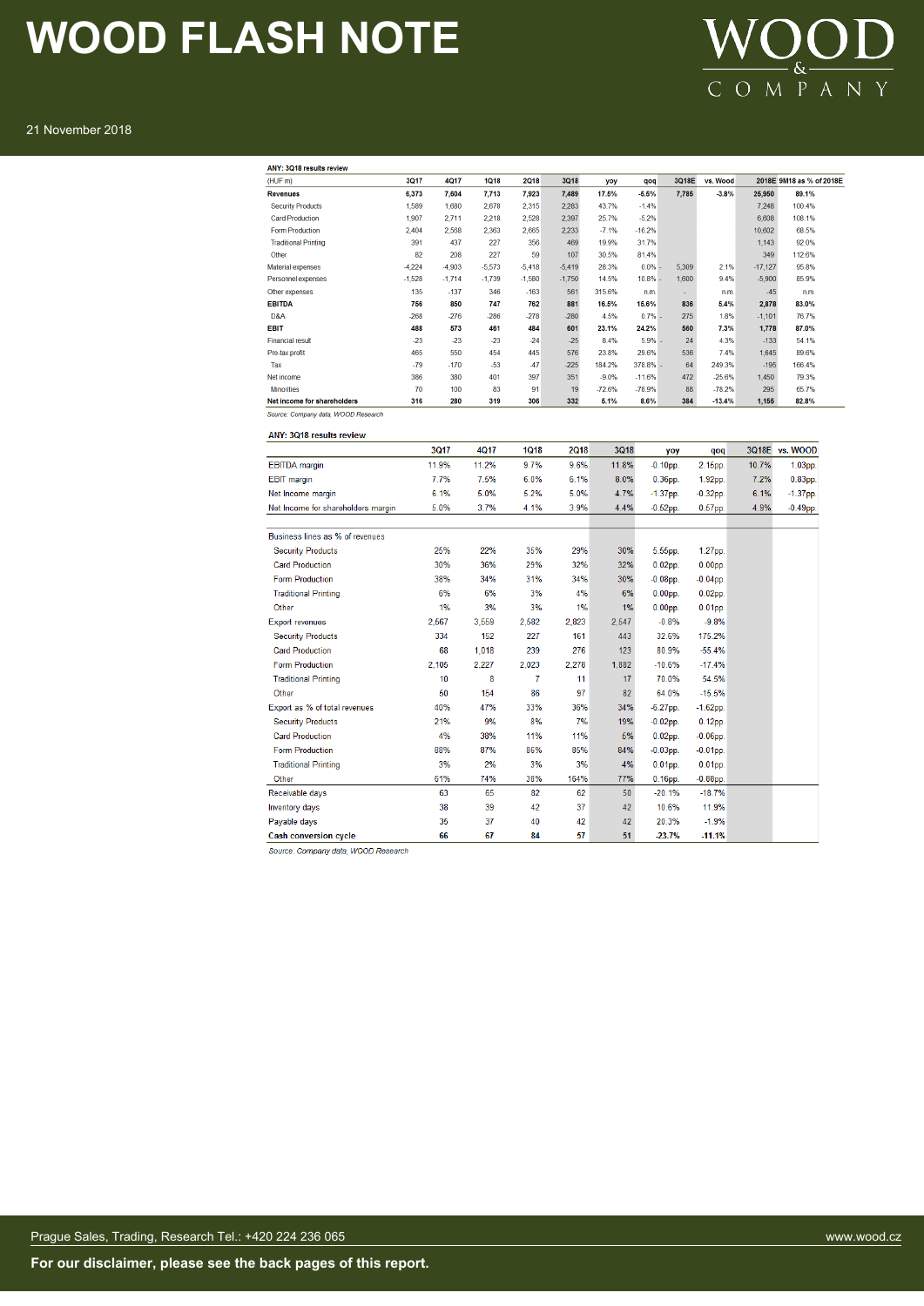# WOOD FLASH NOTE

21 November 2018

**ANY: 3Q18 results review**

| (HUF m) | 3Q17 | 4Q17 | 1Q18 | 2Q18 | 3Q18 | yoy | qoq | 3Q18E | vs. Wood | 2018E | 9M18 as % of 2018E |
|---|---|---|---|---|---|---|---|---|---|---|---|
| **Revenues** | **6,373** | **7,604** | **7,713** | **7,923** | **7,489** | **17.5%** | **-5.5%** | **7,785** | **-3.8%** | **26,950** | **89.1%** |
| Security Products | 1,589 | 1,680 | 2,678 | 2,315 | 2,283 | 43.7% | -1.4% | | | 7,248 | 100.4% |
| Card Production | 1,907 | 2,711 | 2,218 | 2,528 | 2,397 | 25.7% | -5.2% | | | 6,608 | 108.1% |
| Form Production | 2,404 | 2,568 | 2,363 | 2,665 | 2,233 | -7.1% | -16.2% | | | 10,602 | 68.5% |
| Traditional Printing | 391 | 437 | 227 | 356 | 469 | 19.9% | 31.7% | | | 1,143 | 92.0% |
| Other | 82 | 208 | 227 | 59 | 107 | 30.5% | 81.4% | | | 349 | 112.6% |
| Material expenses | -4,224 | -4,903 | -5,573 | -5,418 | -5,419 | 28.3% | 0.0% | -5,309 | 2.1% | -17,127 | 95.8% |
| Personnel expenses | -1,528 | -1,714 | -1,739 | -1,580 | -1,750 | 14.5% | 10.8% | -1,600 | 9.4% | -5,900 | 85.9% |
| Other expenses | 135 | -137 | 346 | -163 | 561 | 315.6% | n.m. | - | n.m. | 45 | n.m. |
| **EBITDA** | **756** | **850** | **747** | **762** | **881** | **16.5%** | **15.6%** | **836** | **5.4%** | **2,878** | **83.0%** |
| D&A | -268 | -276 | -286 | -278 | -280 | 4.5% | 0.7% | -275 | 1.8% | -1,101 | 76.7% |
| **EBIT** | **488** | **573** | **461** | **484** | **601** | **23.1%** | **24.2%** | **560** | **7.3%** | **1,778** | **87.0%** |
| Financial result | -23 | -23 | -23 | -24 | -25 | 8.4% | 5.9% | -24 | 4.3% | -133 | 54.1% |
| Pre-tax profit | 465 | 550 | 454 | 445 | 576 | 23.8% | 29.5% | 536 | 7.4% | 1,645 | 89.6% |
| Tax | -79 | -170 | -53 | -47 | -225 | 184.2% | 378.8% | -64 | 249.3% | -195 | 166.4% |
| Net income | 386 | 380 | 401 | 397 | 351 | -9.0% | -11.6% | 472 | -25.6% | 1,450 | 79.3% |
| Minorities | 70 | 100 | 83 | 91 | 19 | -72.6% | -78.9% | 88 | -78.2% | 295 | 65.7% |
| **Net income for shareholders** | **316** | **280** | **319** | **306** | **332** | **5.1%** | **8.6%** | **384** | **-13.4%** | **1,155** | **82.8%** |

*Source: Company data, WOOD Research*

**ANY: 3Q18 results review**

| | 3Q17 | 4Q17 | 1Q18 | 2Q18 | 3Q18 | yoy | qoq | 3Q18E | vs. WOOD |
|---|---|---|---|---|---|---|---|---|---|
| EBITDA margin | 11.9% | 11.2% | 9.7% | 9.6% | 11.8% | -0.10pp. | 2.15pp. | 10.7% | 1.03pp. |
| EBIT margin | 7.7% | 7.5% | 6.0% | 6.1% | 8.0% | 0.36pp. | 1.92pp. | 7.2% | 0.83pp. |
| Net Income margin | 6.1% | 5.0% | 5.2% | 5.0% | 4.7% | -1.37pp. | -0.32pp. | 6.1% | -1.37pp. |
| Net Income for shareholders margin | 5.0% | 3.7% | 4.1% | 3.9% | 4.4% | -0.52pp. | 0.57pp. | 4.9% | -0.49pp. |
| | | | | | | | | | |
| Business lines as % of revenues | | | | | | | | | |
| Security Products | 25% | 22% | 35% | 29% | 30% | 5.55pp. | 1.27pp. | | |
| Card Production | 30% | 36% | 29% | 32% | 32% | 0.02pp. | 0.00pp. | | |
| Form Production | 38% | 34% | 31% | 34% | 30% | -0.08pp. | -0.04pp. | | |
| Traditional Printing | 6% | 6% | 3% | 4% | 6% | 0.00pp. | 0.02pp. | | |
| Other | 1% | 3% | 3% | 1% | 1% | 0.00pp. | 0.01pp. | | |
| Export revenues | 2,567 | 3,559 | 2,582 | 2,823 | 2,547 | -0.8% | -9.8% | | |
| Security Products | 334 | 152 | 227 | 161 | 443 | 32.6% | 175.2% | | |
| Card Production | 68 | 1,018 | 239 | 276 | 123 | 80.9% | -55.4% | | |
| Form Production | 2,105 | 2,227 | 2,023 | 2,278 | 1,882 | -10.6% | -17.4% | | |
| Traditional Printing | 10 | 8 | 7 | 11 | 17 | 70.0% | 54.5% | | |
| Other | 50 | 154 | 86 | 97 | 82 | 64.0% | -15.5% | | |
| Export as % of total revenues | 40% | 47% | 33% | 36% | 34% | -6.27pp. | -1.62pp. | | |
| Security Products | 21% | 9% | 8% | 7% | 19% | -0.02pp. | 0.12pp. | | |
| Card Production | 4% | 38% | 11% | 11% | 5% | 0.02pp. | -0.06pp. | | |
| Form Production | 88% | 87% | 86% | 85% | 84% | -0.03pp. | -0.01pp. | | |
| Traditional Printing | 3% | 2% | 3% | 3% | 4% | 0.01pp. | 0.01pp. | | |
| Other | 61% | 74% | 38% | 164% | 77% | 0.16pp. | -0.88pp. | | |
| Receivable days | 63 | 65 | 82 | 62 | 50 | -20.1% | -18.7% | | |
| Inventory days | 38 | 39 | 42 | 37 | 42 | 10.6% | 11.9% | | |
| Payable days | 35 | 37 | 40 | 42 | 42 | 20.3% | -1.9% | | |
| **Cash conversion cycle** | **66** | **67** | **84** | **57** | **51** | **-23.7%** | **-11.1%** | | |

*Source: Company data, WOOD Research*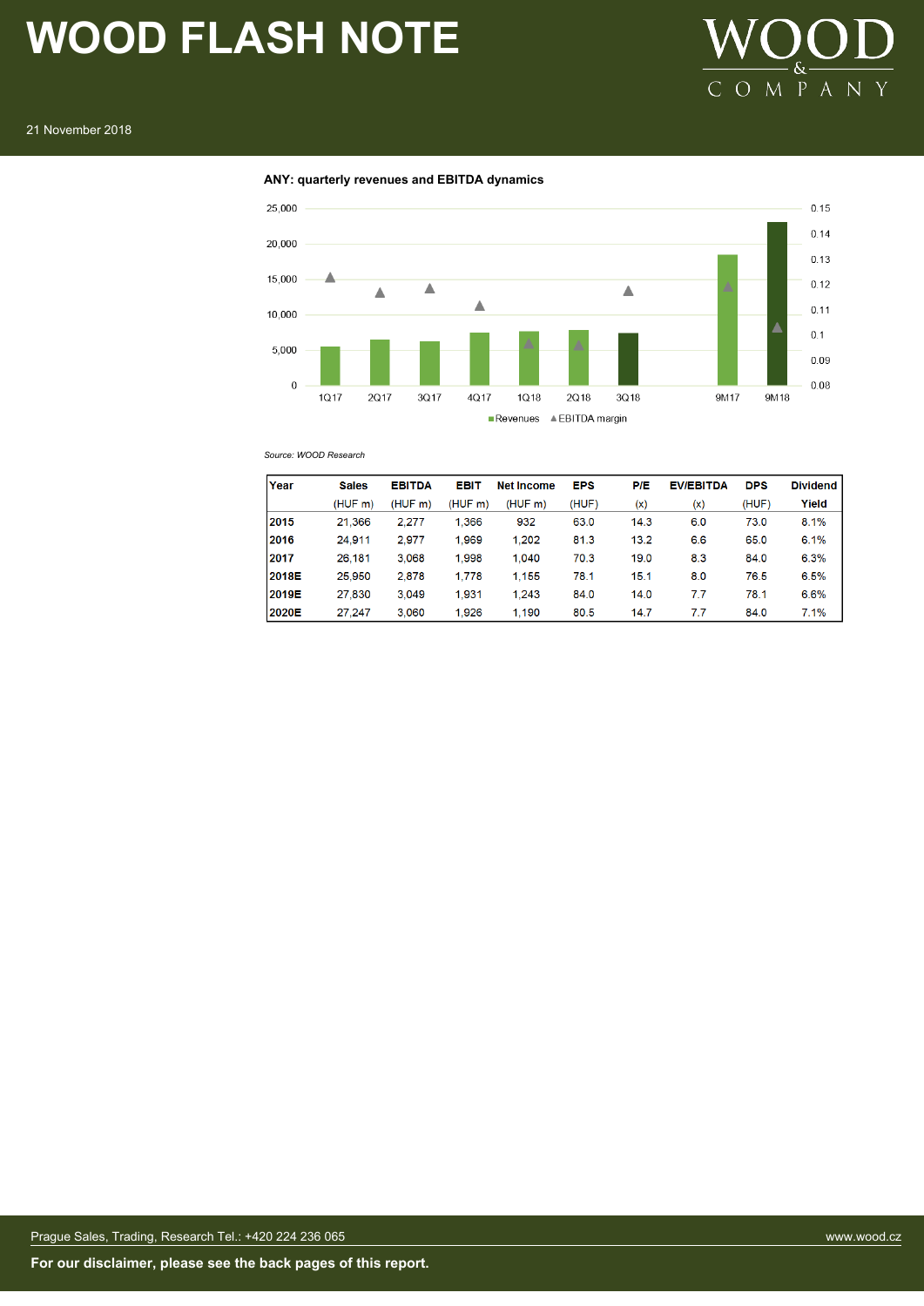**ANY: quarterly revenues and EBITDA dynamics**

*Source: WOOD Research*

| Year | Sales | EBITDA | EBIT | Net Income | EPS | P/E | EV/EBITDA | DPS | Dividend |
|---|---|---|---|---|---|---|---|---|---|
| | (HUF m) | (HUF m) | (HUF m) | (HUF m) | (HUF) | (x) | (x) | (HUF) | Yield |
| **2015** | 21,366 | 2,277 | 1,366 | 932 | 63.0 | 14.3 | 6.0 | 73.0 | 8.1% |
| **2016** | 24,911 | 2,977 | 1,969 | 1,202 | 81.3 | 13.2 | 6.6 | 65.0 | 6.1% |
| **2017** | 26,181 | 3,068 | 1,998 | 1,040 | 70.3 | 19.0 | 8.3 | 84.0 | 6.3% |
| **2018E** | 25,950 | 2,878 | 1,778 | 1,155 | 78.1 | 15.1 | 8.0 | 76.5 | 6.5% |
| **2019E** | 27,830 | 3,049 | 1,931 | 1,243 | 84.0 | 14.0 | 7.7 | 78.1 | 6.6% |
| **2020E** | 27,247 | 3,060 | 1,926 | 1,190 | 80.5 | 14.7 | 7.7 | 84.0 | 7.1% |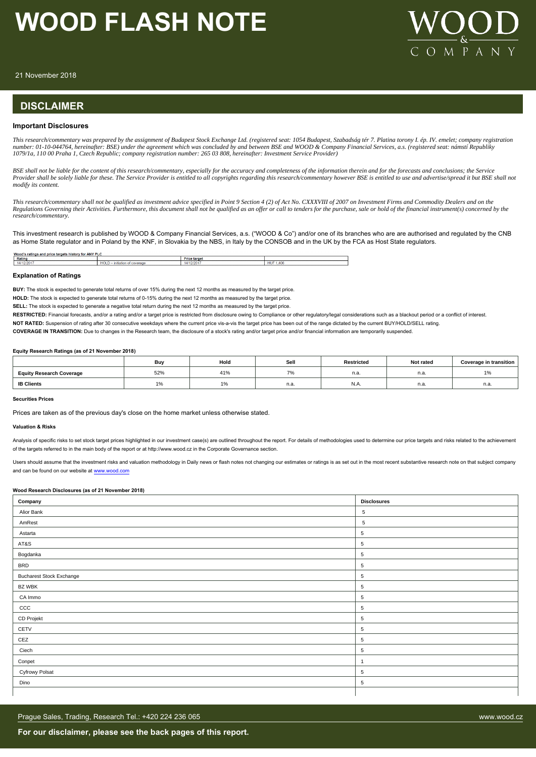# WOOD FLASH NOTE

21 November 2018

## DISCLAIMER

### Important Disclosures

*This research/commentary was prepared by the assignment of Budapest Stock Exchange Ltd. (registered seat: 1054 Budapest, Szabadság tér 7. Platina torony I. ép. IV. emelet; company registration number: 01-10-044764, hereinafter: BSE) under the agreement which was concluded by and between BSE and WOOD & Company Financial Services, a.s. (registered seat: námstí Republiky 1079/1a, 110 00 Praha 1, Czech Republic; company registration number: 265 03 808, hereinafter: Investment Service Provider)*

*BSE shall not be liable for the content of this research/commentary, especially for the accuracy and completeness of the information therein and for the forecasts and conclusions; the Service Provider shall be solely liable for these. The Service Provider is entitled to all copyrights regarding this research/commentary however BSE is entitled to use and advertise/spread it but BSE shall not modify its content.*

*This research/commentary shall not be qualified as investment advice specified in Point 9 Section 4 (2) of Act No. CXXXVIII of 2007 on Investment Firms and Commodity Dealers and on the Regulations Governing their Activities. Furthermore, this document shall not be qualified as an offer or call to tenders for the purchase, sale or hold of the financial instrument(s) concerned by the research/commentary.*

This investment research is published by WOOD & Company Financial Services, a.s. ("WOOD & Co") and/or one of its branches who are are authorised and regulated by the CNB as Home State regulator and in Poland by the KNF, in Slovakia by the NBS, in Italy by the CONSOB and in the UK by the FCA as Host State regulators.

Wood's ratings and price targets history for ANY PLC

| Rating | | Price target | |
|---|---|---|---|
| 14/12/2017 | HOLD – initiation of coverage | 14/12/2017 | HUF 1,406 |

### Explanation of Ratings

**BUY:** The stock is expected to generate total returns of over 15% during the next 12 months as measured by the target price.

**HOLD:** The stock is expected to generate total returns of 0-15% during the next 12 months as measured by the target price.

**SELL:** The stock is expected to generate a negative total return during the next 12 months as measured by the target price.

**RESTRICTED:** Financial forecasts, and/or a rating and/or a target price is restricted from disclosure owing to Compliance or other regulatory/legal considerations such as a blackout period or a conflict of interest.

**NOT RATED:** Suspension of rating after 30 consecutive weekdays where the current price vis-a-vis the target price has been out of the range dictated by the current BUY/HOLD/SELL rating.

**COVERAGE IN TRANSITION:** Due to changes in the Research team, the disclosure of a stock's rating and/or target price and/or financial information are temporarily suspended.

#### Equity Research Ratings (as of 21 November 2018)

| | Buy | Hold | Sell | Restricted | Not rated | Coverage in transition |
|---|---|---|---|---|---|---|
| **Equity Research Coverage** | 52% | 41% | 7% | n.a. | n.a. | 1% |
| **IB Clients** | 1% | 1% | n.a. | N.A. | n.a. | n.a. |

#### Securities Prices

Prices are taken as of the previous day's close on the home market unless otherwise stated.

#### Valuation & Risks

Analysis of specific risks to set stock target prices highlighted in our investment case(s) are outlined throughout the report. For details of methodologies used to determine our price targets and risks related to the achievement of the targets referred to in the main body of the report or at http://www.wood.cz in the Corporate Governance section.

Users should assume that the investment risks and valuation methodology in Daily news or flash notes not changing our estimates or ratings is as set out in the most recent substantive research note on that subject company and can be found on our website at www.wood.com

#### Wood Research Disclosures (as of 21 November 2018)

| Company | Disclosures |
|---|---|
| Alior Bank | 5 |
| AmRest | 5 |
| Astarta | 5 |
| AT&S | 5 |
| Bogdanka | 5 |
| BRD | 5 |
| Bucharest Stock Exchange | 5 |
| BZ WBK | 5 |
| CA Immo | 5 |
| CCC | 5 |
| CD Projekt | 5 |
| CETV | 5 |
| CEZ | 5 |
| Ciech | 5 |
| Conpet | 1 |
| Cyfrowy Polsat | 5 |
| Dino | 5 |

**For our disclaimer, please see the back pages of this report.**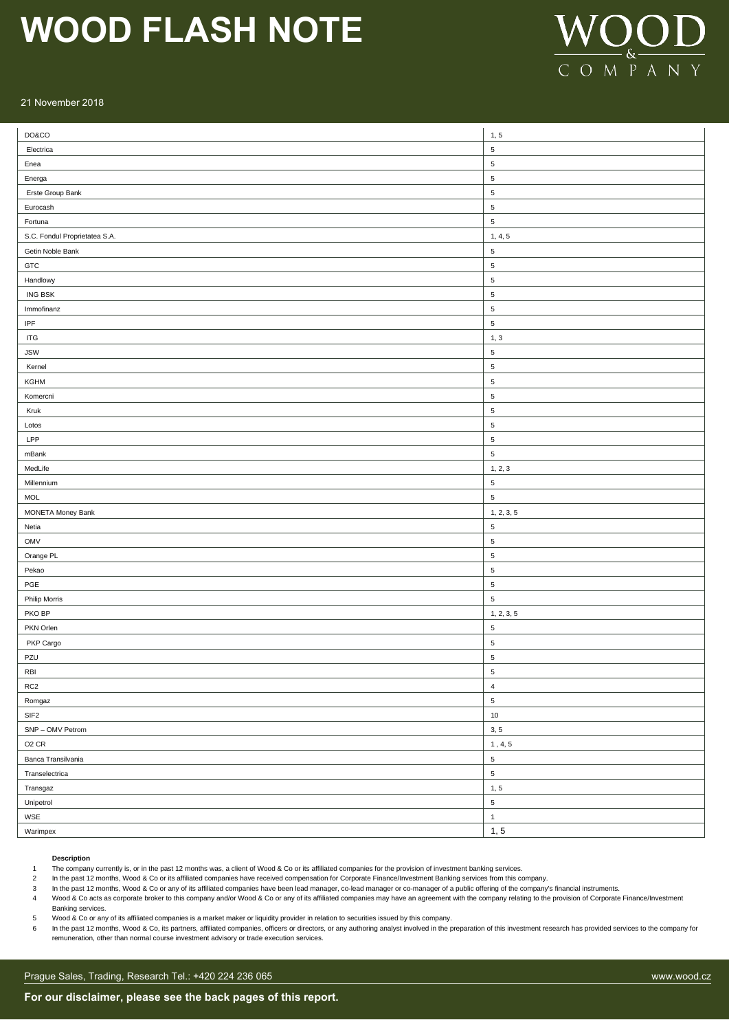| DO&CO | 1, 5 |
|---|---|
| Electrica | 5 |
| Enea | 5 |
| Energa | 5 |
| Erste Group Bank | 5 |
| Eurocash | 5 |
| Fortuna | 5 |
| S.C. Fondul Proprietatea S.A. | 1, 4, 5 |
| Getin Noble Bank | 5 |
| GTC | 5 |
| Handlowy | 5 |
| ING BSK | 5 |
| Immofinanz | 5 |
| IPF | 5 |
| ITG | 1, 3 |
| JSW | 5 |
| Kernel | 5 |
| KGHM | 5 |
| Komercni | 5 |
| Kruk | 5 |
| Lotos | 5 |
| LPP | 5 |
| mBank | 5 |
| MedLife | 1, 2, 3 |
| Millennium | 5 |
| MOL | 5 |
| MONETA Money Bank | 1, 2, 3, 5 |
| Netia | 5 |
| OMV | 5 |
| Orange PL | 5 |
| Pekao | 5 |
| PGE | 5 |
| Philip Morris | 5 |
| PKO BP | 1, 2, 3, 5 |
| PKN Orlen | 5 |
| PKP Cargo | 5 |
| PZU | 5 |
| RBI | 5 |
| RC2 | 4 |
| Romgaz | 5 |
| SIF2 | 10 |
| SNP – OMV Petrom | 3, 5 |
| O2 CR | 1 , 4, 5 |
| Banca Transilvania | 5 |
| Transelectrica | 5 |
| Transgaz | 1, 5 |
| Unipetrol | 5 |
| WSE | 1 |
| Warimpex | 1, 5 |

**Description**

1. The company currently is, or in the past 12 months was, a client of Wood & Co or its affiliated companies for the provision of investment banking services.
2. In the past 12 months, Wood & Co or its affiliated companies have received compensation for Corporate Finance/Investment Banking services from this company.
3. In the past 12 months, Wood & Co or any of its affiliated companies have been lead manager, co-lead manager or co-manager of a public offering of the company's financial instruments.
4. Wood & Co acts as corporate broker to this company and/or Wood & Co or any of its affiliated companies may have an agreement with the company relating to the provision of Corporate Finance/Investment Banking services.
5. Wood & Co or any of its affiliated companies is a market maker or liquidity provider in relation to securities issued by this company.
6. In the past 12 months, Wood & Co, its partners, affiliated companies, officers or directors, or any authoring analyst involved in the preparation of this investment research has provided services to the company for remuneration, other than normal course investment advisory or trade execution services.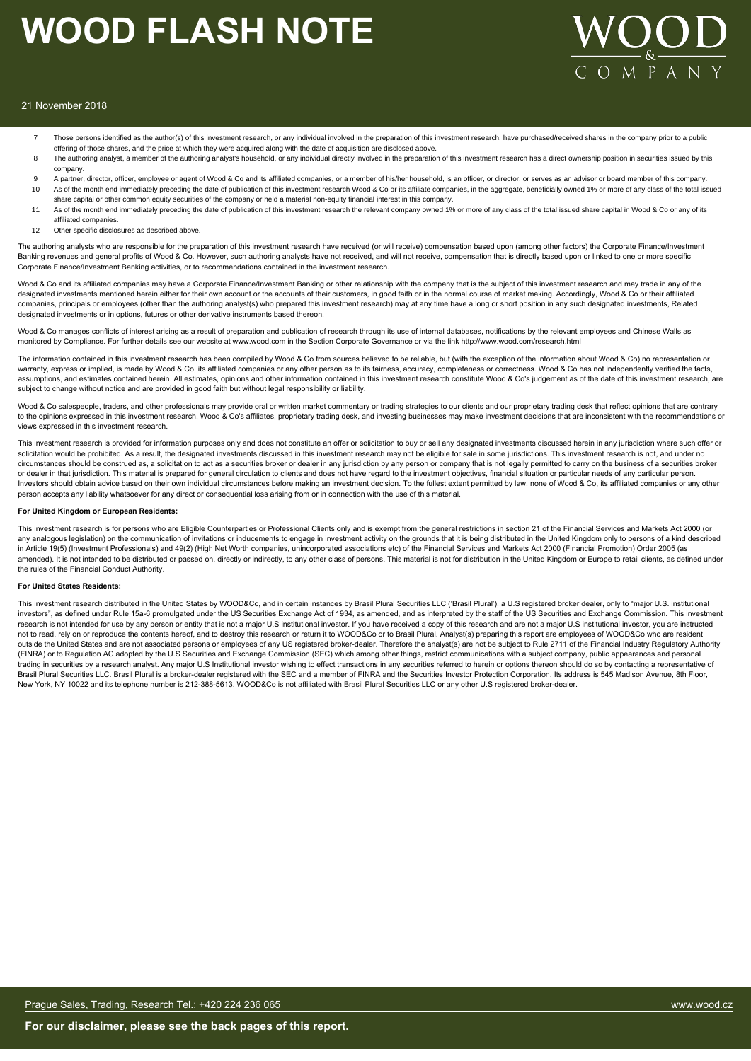7. Those persons identified as the author(s) of this investment research, or any individual involved in the preparation of this investment research, have purchased/received shares in the company prior to a public offering of those shares, and the price at which they were acquired along with the date of acquisition are disclosed above.
8. The authoring analyst, a member of the authoring analyst's household, or any individual directly involved in the preparation of this investment research has a direct ownership position in securities issued by this company.
9. A partner, director, officer, employee or agent of Wood & Co and its affiliated companies, or a member of his/her household, is an officer, or director, or serves as an advisor or board member of this company.
10. As of the month end immediately preceding the date of publication of this investment research Wood & Co or its affiliate companies, in the aggregate, beneficially owned 1% or more of any class of the total issued share capital or other common equity securities of the company or held a material non-equity financial interest in this company.
11. As of the month end immediately preceding the date of publication of this investment research the relevant company owned 1% or more of any class of the total issued share capital in Wood & Co or any of its affiliated companies.
12. Other specific disclosures as described above.

The authoring analysts who are responsible for the preparation of this investment research have received (or will receive) compensation based upon (among other factors) the Corporate Finance/Investment Banking revenues and general profits of Wood & Co. However, such authoring analysts have not received, and will not receive, compensation that is directly based upon or linked to one or more specific Corporate Finance/Investment Banking activities, or to recommendations contained in the investment research.

Wood & Co and its affiliated companies may have a Corporate Finance/Investment Banking or other relationship with the company that is the subject of this investment research and may trade in any of the designated investments mentioned herein either for their own account or the accounts of their customers, in good faith or in the normal course of market making. Accordingly, Wood & Co or their affiliated companies, principals or employees (other than the authoring analyst(s) who prepared this investment research) may at any time have a long or short position in any such designated investments, Related designated investments or in options, futures or other derivative instruments based thereon.

Wood & Co manages conflicts of interest arising as a result of preparation and publication of research through its use of internal databases, notifications by the relevant employees and Chinese Walls as monitored by Compliance. For further details see our website at www.wood.com in the Section Corporate Governance or via the link http://www.wood.com/research.html

The information contained in this investment research has been compiled by Wood & Co from sources believed to be reliable, but (with the exception of the information about Wood & Co) no representation or warranty, express or implied, is made by Wood & Co, its affiliated companies or any other person as to its fairness, accuracy, completeness or correctness. Wood & Co has not independently verified the facts, assumptions, and estimates contained herein. All estimates, opinions and other information contained in this investment research constitute Wood & Co's judgement as of the date of this investment research, are subject to change without notice and are provided in good faith but without legal responsibility or liability.

Wood & Co salespeople, traders, and other professionals may provide oral or written market commentary or trading strategies to our clients and our proprietary trading desk that reflect opinions that are contrary to the opinions expressed in this investment research. Wood & Co's affiliates, proprietary trading desk, and investing businesses may make investment decisions that are inconsistent with the recommendations or views expressed in this investment research.

This investment research is provided for information purposes only and does not constitute an offer or solicitation to buy or sell any designated investments discussed herein in any jurisdiction where such offer or solicitation would be prohibited. As a result, the designated investments discussed in this investment research may not be eligible for sale in some jurisdictions. This investment research is not, and under no circumstances should be construed as, a solicitation to act as a securities broker or dealer in any jurisdiction by any person or company that is not legally permitted to carry on the business of a securities broker or dealer in that jurisdiction. This material is prepared for general circulation to clients and does not have regard to the investment objectives, financial situation or particular needs of any particular person. Investors should obtain advice based on their own individual circumstances before making an investment decision. To the fullest extent permitted by law, none of Wood & Co, its affiliated companies or any other person accepts any liability whatsoever for any direct or consequential loss arising from or in connection with the use of this material.

**For United Kingdom or European Residents:**

This investment research is for persons who are Eligible Counterparties or Professional Clients only and is exempt from the general restrictions in section 21 of the Financial Services and Markets Act 2000 (or any analogous legislation) on the communication of invitations or inducements to engage in investment activity on the grounds that it is being distributed in the United Kingdom only to persons of a kind described in Article 19(5) (Investment Professionals) and 49(2) (High Net Worth companies, unincorporated associations etc) of the Financial Services and Markets Act 2000 (Financial Promotion) Order 2005 (as amended). It is not intended to be distributed or passed on, directly or indirectly, to any other class of persons. This material is not for distribution in the United Kingdom or Europe to retail clients, as defined under the rules of the Financial Conduct Authority.

**For United States Residents:**

This investment research distributed in the United States by WOOD&Co, and in certain instances by Brasil Plural Securities LLC ('Brasil Plural'), a U.S registered broker dealer, only to "major U.S. institutional investors", as defined under Rule 15a-6 promulgated under the US Securities Exchange Act of 1934, as amended, and as interpreted by the staff of the US Securities and Exchange Commission. This investment research is not intended for use by any person or entity that is not a major U.S institutional investor. If you have received a copy of this research and are not a major U.S institutional investor, you are instructed not to read, rely on or reproduce the contents hereof, and to destroy this research or return it to WOOD&Co or to Brasil Plural. Analyst(s) preparing this report are employees of WOOD&Co who are resident outside the United States and are not associated persons or employees of any US registered broker-dealer. Therefore the analyst(s) are not be subject to Rule 2711 of the Financial Industry Regulatory Authority (FINRA) or to Regulation AC adopted by the U.S Securities and Exchange Commission (SEC) which among other things, restrict communications with a subject company, public appearances and personal trading in securities by a research analyst. Any major U.S Institutional investor wishing to effect transactions in any securities referred to herein or options thereon should do so by contacting a representative of Brasil Plural Securities LLC. Brasil Plural is a broker-dealer registered with the SEC and a member of FINRA and the Securities Investor Protection Corporation. Its address is 545 Madison Avenue, 8th Floor, New York, NY 10022 and its telephone number is 212-388-5613. WOOD&Co is not affiliated with Brasil Plural Securities LLC or any other U.S registered broker-dealer.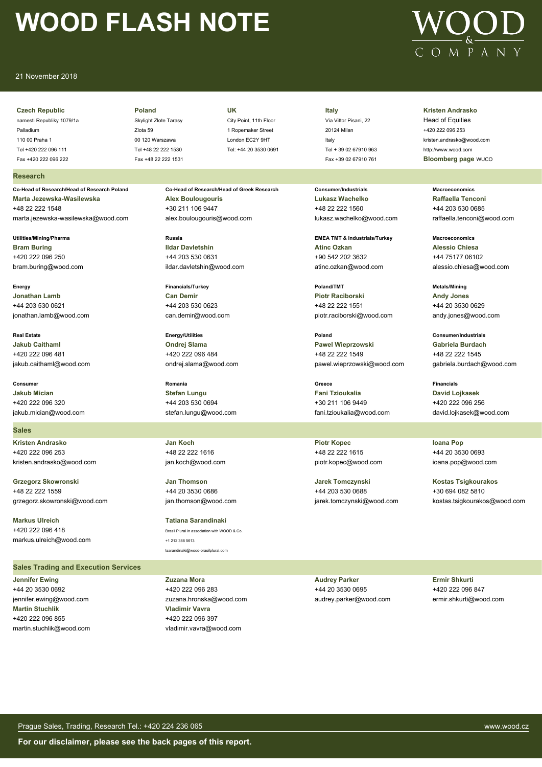# WOOD FLASH NOTE

21 November 2018

**Czech Republic**
namesti Republiky 1079/1a
Palladium
110 00 Praha 1
Tel +420 222 096 111
Fax +420 222 096 222

**Poland**
Skylight Zlote Tarasy
Zlota 59
00 120 Warszawa
Tel +48 22 222 1530
Fax +48 22 222 1531

**UK**
City Point, 11th Floor
1 Ropemaker Street
London EC2Y 9HT
Tel: +44 20 3530 0691

**Italy**
Via Vittor Pisani, 22
20124 Milan
Italy
Tel + 39 02 67910 963
Fax +39 02 67910 761

**Kristen Andrasko**
Head of Equities
+420 222 096 253
kristen.andrasko@wood.com
http://www.wood.com
**Bloomberg page** WUCO

## Research

**Co-Head of Research/Head of Research Poland**
**Marta Jezewska-Wasilewska**
+48 22 222 1548
marta.jezewska-wasilewska@wood.com

**Co-Head of Research/Head of Greek Research**
**Alex Boulougouris**
+30 211 106 9447
alex.boulougouris@wood.com

**Consumer/Industrials**
**Lukasz Wachelko**
+48 22 222 1560
lukasz.wachelko@wood.com

**Macroeconomics**
**Raffaella Tenconi**
+44 203 530 0685
raffaella.tenconi@wood.com

**Utilities/Mining/Pharma**
**Bram Buring**
+420 222 096 250
bram.buring@wood.com

**Russia**
**Ildar Davletshin**
+44 203 530 0631
ildar.davletshin@wood.com

**EMEA TMT & Industrials/Turkey**
**Atinc Ozkan**
+90 542 202 3632
atinc.ozkan@wood.com

**Macroeconomics**
**Alessio Chiesa**
+44 75177 06102
alessio.chiesa@wood.com

**Energy**
**Jonathan Lamb**
+44 203 530 0621
jonathan.lamb@wood.com

**Financials/Turkey**
**Can Demir**
+44 203 530 0623
can.demir@wood.com

**Poland/TMT**
**Piotr Raciborski**
+48 22 222 1551
piotr.raciborski@wood.com

**Metals/Mining**
**Andy Jones**
+44 20 3530 0629
andy.jones@wood.com

**Real Estate**
**Jakub Caithaml**
+420 222 096 481
jakub.caithaml@wood.com

**Energy/Utilities**
**Ondrej Slama**
+420 222 096 484
ondrej.slama@wood.com

**Poland**
**Pawel Wieprzowski**
+48 22 222 1549
pawel.wieprzowski@wood.com

**Consumer/Industrials**
**Gabriela Burdach**
+48 22 222 1545
gabriela.burdach@wood.com

**Consumer**
**Jakub Mician**
+420 222 096 320
jakub.mician@wood.com

**Romania**
**Stefan Lungu**
+44 203 530 0694
stefan.lungu@wood.com

**Greece**
**Fani Tzioukalia**
+30 211 106 9449
fani.tzioukalia@wood.com

**Financials**
**David Lojkasek**
+420 222 096 256
david.lojkasek@wood.com

## Sales

**Kristen Andrasko**
+420 222 096 253
kristen.andrasko@wood.com

**Jan Koch**
+48 22 222 1616
jan.koch@wood.com

**Piotr Kopec**
+48 22 222 1615
piotr.kopec@wood.com

**Ioana Pop**
+44 20 3530 0693
ioana.pop@wood.com

**Grzegorz Skowronski**
+48 22 222 1559
grzegorz.skowronski@wood.com

**Jan Thomson**
+44 20 3530 0686
jan.thomson@wood.com

**Jarek Tomczynski**
+44 203 530 0688
jarek.tomczynski@wood.com

**Kostas Tsigkourakos**
+30 694 082 5810
kostas.tsigkourakos@wood.com

**Markus Ulreich**
+420 222 096 418
markus.ulreich@wood.com

**Tatiana Sarandinaki**
Brasil Plural in association with WOOD & Co.
+1 212 388 5613
tsarandinaki@wood-brasilplural.com

## Sales Trading and Execution Services

**Jennifer Ewing**
+44 20 3530 0692
jennifer.ewing@wood.com

**Martin Stuchlik**
+420 222 096 855
martin.stuchlik@wood.com

**Zuzana Mora**
+420 222 096 283
zuzana.hronska@wood.com

**Vladimir Vavra**
+420 222 096 397
vladimir.vavra@wood.com

**Audrey Parker**
+44 20 3530 0695
audrey.parker@wood.com

**Ermir Shkurti**
+420 222 096 847
ermir.shkurti@wood.com

Prague Sales, Trading, Research Tel.: +420 224 236 065 www.wood.cz

**For our disclaimer, please see the back pages of this report.**